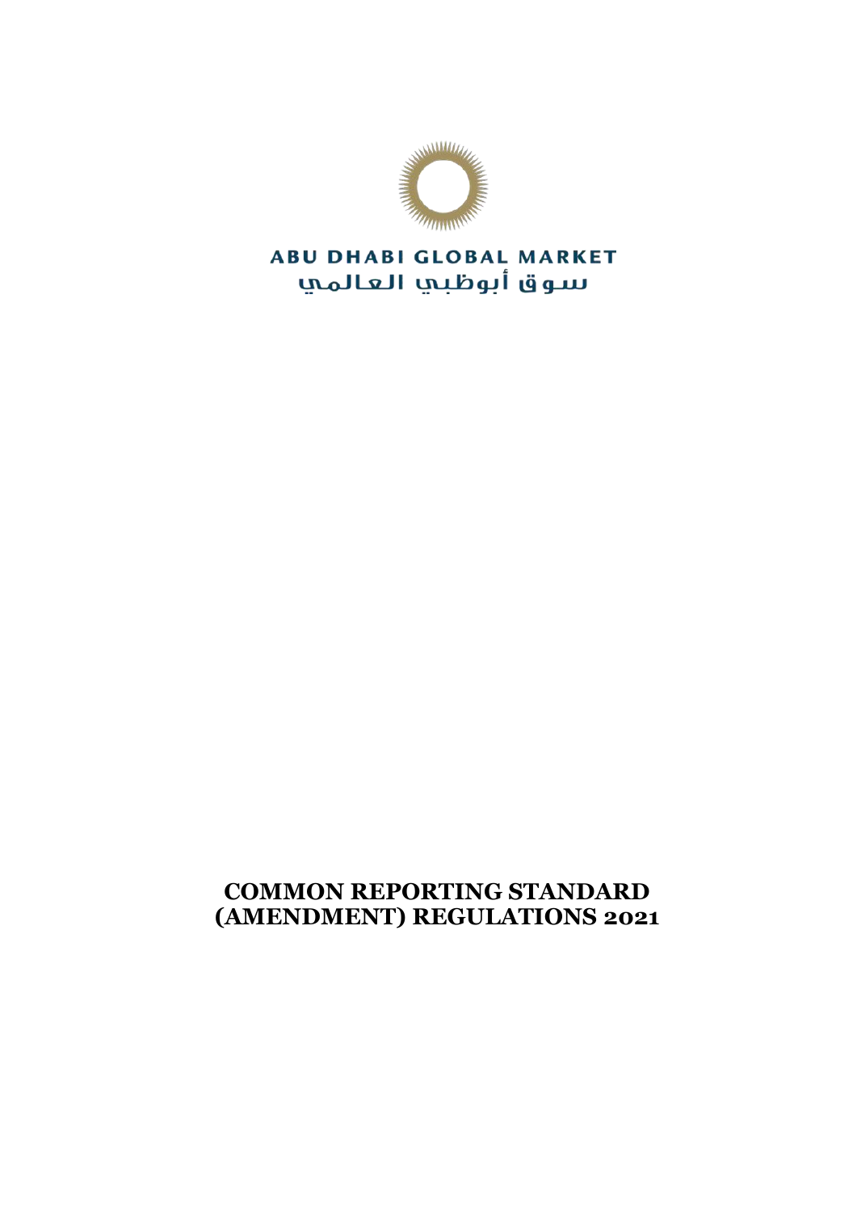ABU DHABI GLOBAL MARKET

سوق أبوظبي العالمي

# COMMON REPORTING STANDARD (AMENDMENT) REGULATIONS 2021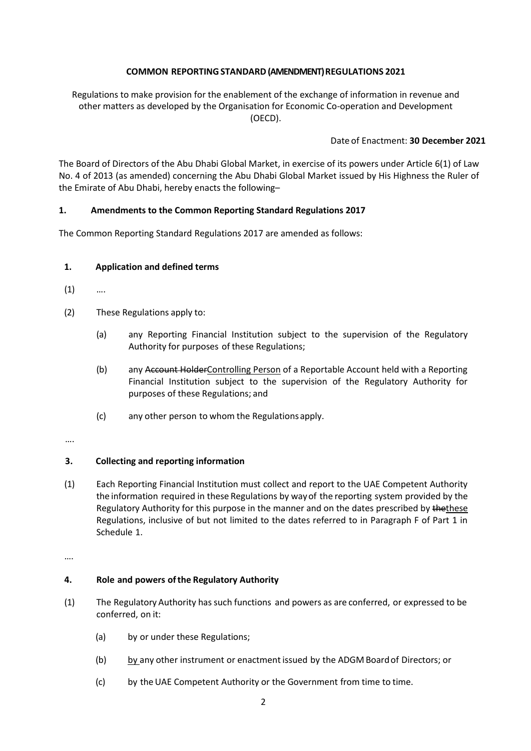**COMMON REPORTING STANDARD (AMENDMENT) REGULATIONS 2021**

Regulations to make provision for the enablement of the exchange of information in revenue and other matters as developed by the Organisation for Economic Co-operation and Development (OECD).

Date of Enactment: **30 December 2021**

The Board of Directors of the Abu Dhabi Global Market, in exercise of its powers under Article 6(1) of Law No. 4 of 2013 (as amended) concerning the Abu Dhabi Global Market issued by His Highness the Ruler of the Emirate of Abu Dhabi, hereby enacts the following–

**1. Amendments to the Common Reporting Standard Regulations 2017**

The Common Reporting Standard Regulations 2017 are amended as follows:

**1. Application and defined terms**

(1) ….

(2) These Regulations apply to:

(a) any Reporting Financial Institution subject to the supervision of the Regulatory Authority for purposes of these Regulations;

(b) any ~~Account Holder~~<u>Controlling Person</u> of a Reportable Account held with a Reporting Financial Institution subject to the supervision of the Regulatory Authority for purposes of these Regulations; and

(c) any other person to whom the Regulations apply.

….

**3. Collecting and reporting information**

(1) Each Reporting Financial Institution must collect and report to the UAE Competent Authority the information required in these Regulations by way of the reporting system provided by the Regulatory Authority for this purpose in the manner and on the dates prescribed by ~~the~~<u>these</u> Regulations, inclusive of but not limited to the dates referred to in Paragraph F of Part 1 in Schedule 1.

….

**4. Role and powers of the Regulatory Authority**

(1) The Regulatory Authority has such functions and powers as are conferred, or expressed to be conferred, on it:

(a) by or under these Regulations;

(b) <u>by</u> any other instrument or enactment issued by the ADGM Board of Directors; or

(c) by the UAE Competent Authority or the Government from time to time.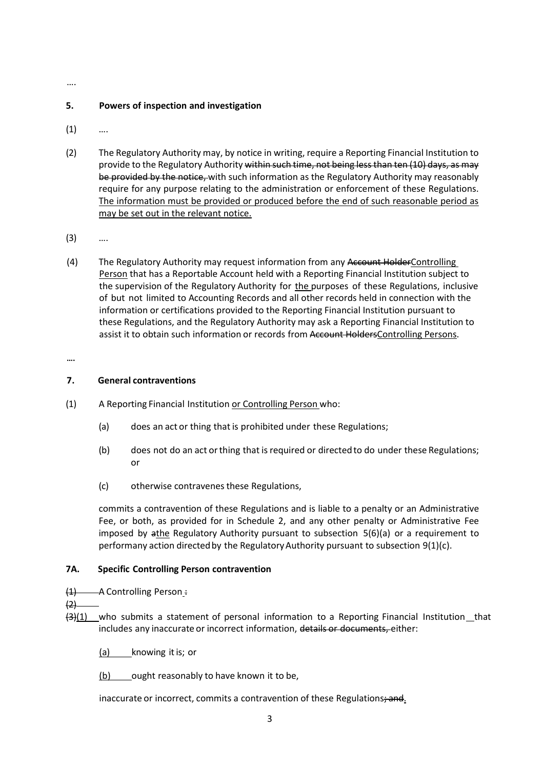….

**5. Powers of inspection and investigation**

(1) ….

(2) The Regulatory Authority may, by notice in writing, require a Reporting Financial Institution to provide to the Regulatory Authority ~~within such time, not being less than ten (10) days, as may be provided by the notice,~~ with such information as the Regulatory Authority may reasonably require for any purpose relating to the administration or enforcement of these Regulations. <u>The information must be provided or produced before the end of such reasonable period as may be set out in the relevant notice.</u>

(3) ….

(4) The Regulatory Authority may request information from any ~~Account Holder~~<u>Controlling Person</u> that has a Reportable Account held with a Reporting Financial Institution subject to the supervision of the Regulatory Authority for <u>the</u> purposes of these Regulations, inclusive of but not limited to Accounting Records and all other records held in connection with the information or certifications provided to the Reporting Financial Institution pursuant to these Regulations, and the Regulatory Authority may ask a Reporting Financial Institution to assist it to obtain such information or records from ~~Account Holders~~<u>Controlling Persons</u>.

….

**7. General contraventions**

(1) A Reporting Financial Institution <u>or Controlling Person</u> who:

(a) does an act or thing that is prohibited under these Regulations;

(b) does not do an act or thing that is required or directed to do under these Regulations; or

(c) otherwise contravenes these Regulations,

commits a contravention of these Regulations and is liable to a penalty or an Administrative Fee, or both, as provided for in Schedule 2, and any other penalty or Administrative Fee imposed by ~~a~~<u>the</u> Regulatory Authority pursuant to subsection 5(6)(a) or a requirement to perform any action directed by the Regulatory Authority pursuant to subsection 9(1)(c).

**7A. Specific Controlling Person contravention**

~~(1)~~ A Controlling Person ~~:~~

~~(2)~~

~~(3)~~<u>(1)</u> who submits a statement of personal information to a Reporting Financial Institution that includes any inaccurate or incorrect information, ~~details or documents,~~ either:

<u>(a)</u> knowing it is; or

<u>(b)</u> ought reasonably to have known it to be,

inaccurate or incorrect, commits a contravention of these Regulations~~; and~~<u>.</u>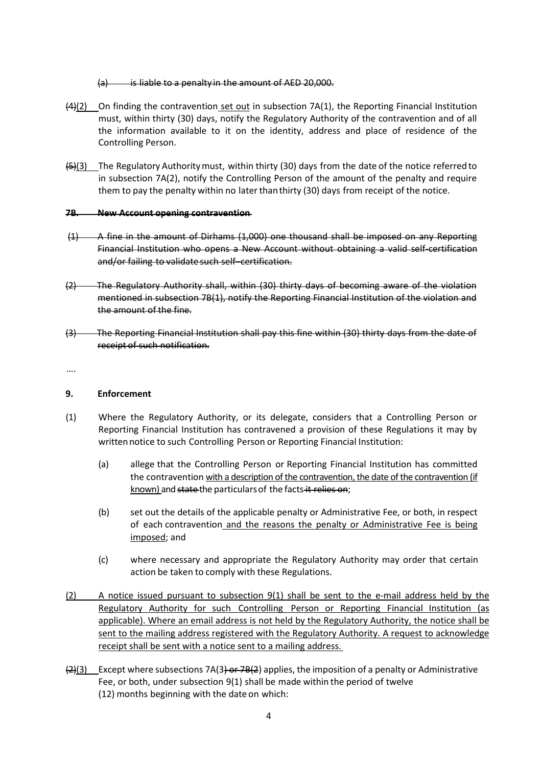~~(a) is liable to a penalty in the amount of AED 20,000.~~

~~(4)~~(2) On finding the contravention set out in subsection 7A(1), the Reporting Financial Institution must, within thirty (30) days, notify the Regulatory Authority of the contravention and of all the information available to it on the identity, address and place of residence of the Controlling Person.

~~(5)~~(3) The Regulatory Authority must, within thirty (30) days from the date of the notice referred to in subsection 7A(2), notify the Controlling Person of the amount of the penalty and require them to pay the penalty within no later than thirty (30) days from receipt of the notice.

~~**7B. New Account opening contravention**~~

~~(1) A fine in the amount of Dirhams (1,000) one thousand shall be imposed on any Reporting Financial Institution who opens a New Account without obtaining a valid self-certification and/or failing to validate such self–certification.~~

~~(2) The Regulatory Authority shall, within (30) thirty days of becoming aware of the violation mentioned in subsection 7B(1), notify the Reporting Financial Institution of the violation and the amount of the fine.~~

~~(3) The Reporting Financial Institution shall pay this fine within (30) thirty days from the date of receipt of such notification.~~

….

**9. Enforcement**

(1) Where the Regulatory Authority, or its delegate, considers that a Controlling Person or Reporting Financial Institution has contravened a provision of these Regulations it may by written notice to such Controlling Person or Reporting Financial Institution:

   (a) allege that the Controlling Person or Reporting Financial Institution has committed the contravention with a description of the contravention, the date of the contravention (if known) and ~~state~~ the particulars of the facts ~~it relies on~~;

   (b) set out the details of the applicable penalty or Administrative Fee, or both, in respect of each contravention and the reasons the penalty or Administrative Fee is being imposed; and

   (c) where necessary and appropriate the Regulatory Authority may order that certain action be taken to comply with these Regulations.

(2) A notice issued pursuant to subsection 9(1) shall be sent to the e-mail address held by the Regulatory Authority for such Controlling Person or Reporting Financial Institution (as applicable). Where an email address is not held by the Regulatory Authority, the notice shall be sent to the mailing address registered with the Regulatory Authority. A request to acknowledge receipt shall be sent with a notice sent to a mailing address.

~~(2)~~(3) Except where subsections 7A(3~~) or 7B(2~~) applies, the imposition of a penalty or Administrative Fee, or both, under subsection 9(1) shall be made within the period of twelve (12) months beginning with the date on which: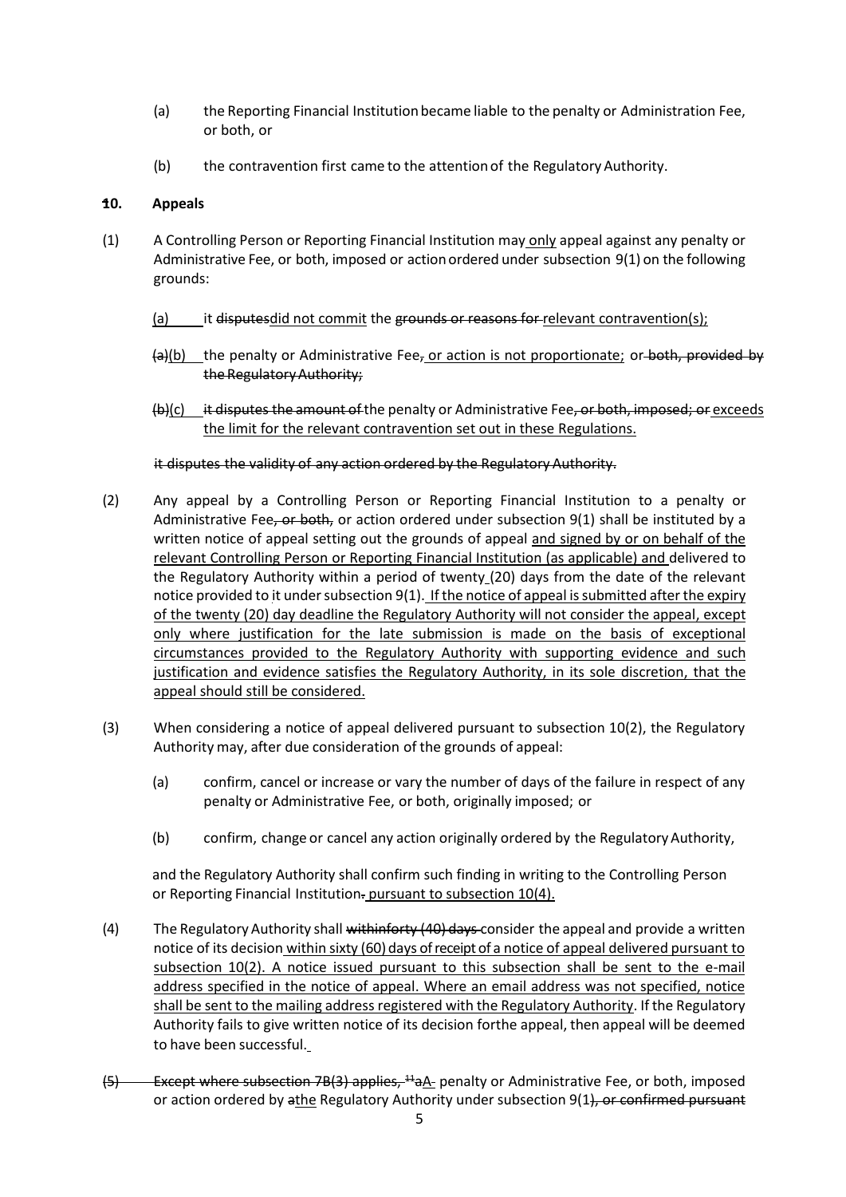(a) the Reporting Financial Institution became liable to the penalty or Administration Fee, or both, or

(b) the contravention first came to the attention of the Regulatory Authority.

**~~1~~10. Appeals**

(1) A Controlling Person or Reporting Financial Institution may <u>only</u> appeal against any penalty or Administrative Fee, or both, imposed or action ordered under subsection 9(1) on the following grounds:

<u>(a)</u> it ~~disputes~~<u>did not commit</u> the ~~grounds or reasons for~~ <u>relevant contravention(s);</u>

~~(a)~~<u>(b)</u> the penalty or Administrative Fee~~,~~<u>, or action is not proportionate;</u> or ~~both, provided by the Regulatory Authority;~~

~~(b)~~<u>(c)</u> ~~it disputes the amount of~~ the penalty or Administrative Fee~~, or both, imposed; or~~ <u>exceeds the limit for the relevant contravention set out in these Regulations.</u>

~~it disputes the validity of any action ordered by the Regulatory Authority.~~

(2) Any appeal by a Controlling Person or Reporting Financial Institution to a penalty or Administrative Fee~~, or both,~~ or action ordered under subsection 9(1) shall be instituted by a written notice of appeal setting out the grounds of appeal <u>and signed by or on behalf of the relevant Controlling Person or Reporting Financial Institution (as applicable) and</u> delivered to the Regulatory Authority within a period of twenty <u>(20)</u> days from the date of the relevant notice provided to it under subsection 9(1). <u>If the notice of appeal is submitted after the expiry of the twenty (20) day deadline the Regulatory Authority will not consider the appeal, except only where justification for the late submission is made on the basis of exceptional circumstances provided to the Regulatory Authority with supporting evidence and such justification and evidence satisfies the Regulatory Authority, in its sole discretion, that the appeal should still be considered.</u>

(3) When considering a notice of appeal delivered pursuant to subsection 10(2), the Regulatory Authority may, after due consideration of the grounds of appeal:

(a) confirm, cancel or increase or vary the number of days of the failure in respect of any penalty or Administrative Fee, or both, originally imposed; or

(b) confirm, change or cancel any action originally ordered by the Regulatory Authority,

and the Regulatory Authority shall confirm such finding in writing to the Controlling Person or Reporting Financial Institution~~.~~ <u>pursuant to subsection 10(4).</u>

(4) The Regulatory Authority shall ~~within forty (40) days~~ consider the appeal and provide a written notice of its decision <u>within sixty (60) days of receipt of a notice of appeal delivered pursuant to subsection 10(2). A notice issued pursuant to this subsection shall be sent to the e-mail address specified in the notice of appeal. Where an email address was not specified, notice shall be sent to the mailing address registered with the Regulatory Authority</u>. If the Regulatory Authority fails to give written notice of its decision for the appeal, then appeal will be deemed to have been successful.

~~(5) Except where subsection 7B(3) applies, [11]a~~<u>A</u> penalty or Administrative Fee, or both, imposed or action ordered by ~~a~~<u>the</u> Regulatory Authority under subsection 9(1~~), or confirmed pursuant~~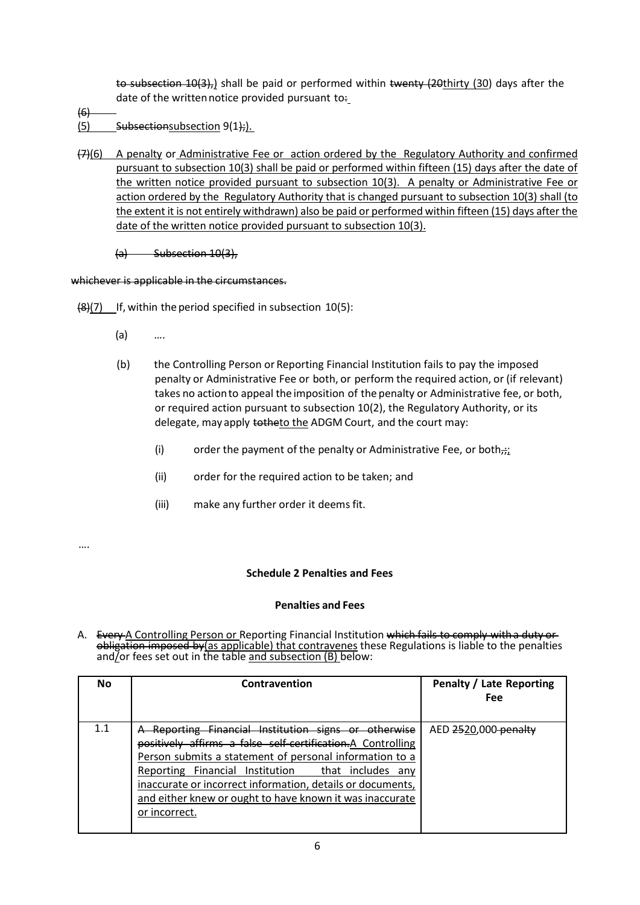to subsection 10(3),) shall be paid or performed within twenty (20thirty (30) days after the date of the written notice provided pursuant to:

(6)

(5) Subsectionsubsection 9(1);).

(7)(6) A penalty or Administrative Fee or action ordered by the Regulatory Authority and confirmed pursuant to subsection 10(3) shall be paid or performed within fifteen (15) days after the date of the written notice provided pursuant to subsection 10(3). A penalty or Administrative Fee or action ordered by the Regulatory Authority that is changed pursuant to subsection 10(3) shall (to the extent it is not entirely withdrawn) also be paid or performed within fifteen (15) days after the date of the written notice provided pursuant to subsection 10(3).

(a) Subsection 10(3),

whichever is applicable in the circumstances.

(8)(7) If, within the period specified in subsection 10(5):

(a) ….

(b) the Controlling Person or Reporting Financial Institution fails to pay the imposed penalty or Administrative Fee or both, or perform the required action, or (if relevant) takes no action to appeal the imposition of the penalty or Administrative fee, or both, or required action pursuant to subsection 10(2), the Regulatory Authority, or its delegate, may apply totheto the ADGM Court, and the court may:

(i) order the payment of the penalty or Administrative Fee, or both,;;

(ii) order for the required action to be taken; and

(iii) make any further order it deems fit.

….

**Schedule 2 Penalties and Fees**

**Penalties and Fees**

A. Every A Controlling Person or Reporting Financial Institution which fails to comply with a duty or obligation imposed by(as applicable) that contravenes these Regulations is liable to the penalties and/or fees set out in the table and subsection (B) below:

| No | Contravention | Penalty / Late Reporting Fee |
|---|---|---|
| 1.1 | A Reporting Financial Institution signs or otherwise positively affirms a false self-certification.A Controlling Person submits a statement of personal information to a Reporting Financial Institution that includes any inaccurate or incorrect information, details or documents, and either knew or ought to have known it was inaccurate or incorrect. | AED 2520,000 penalty |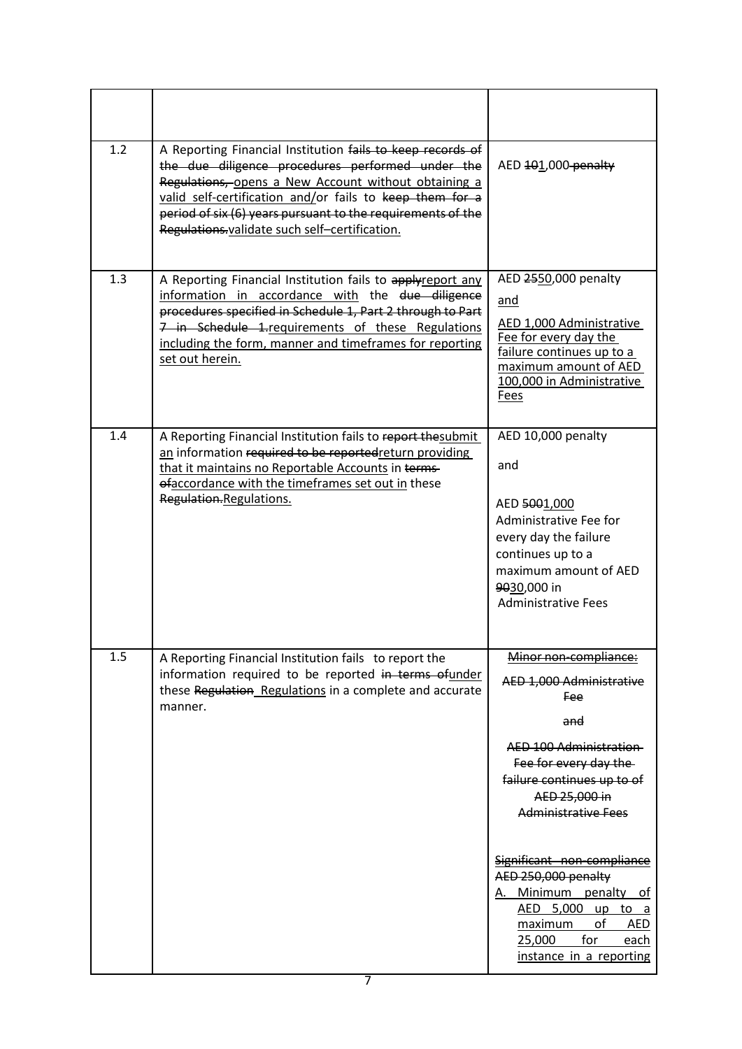| | | |
|---|---|---|
| 1.2 | A Reporting Financial Institution ~~fails to keep records of the due diligence procedures performed under the Regulations,~~ opens a New Account without obtaining a valid self-certification and/or fails to ~~keep them for a period of six (6) years pursuant to the requirements of the Regulations.~~validate such self–certification. | AED ~~10~~1,000 ~~penalty~~ |
| 1.3 | A Reporting Financial Institution fails to ~~apply~~report any information in accordance with the ~~due diligence procedures specified in Schedule 1, Part 2 through to Part 7 in Schedule 1.~~requirements of these Regulations including the form, manner and timeframes for reporting set out herein. | AED ~~25~~50,000 penalty<br><br>and<br><br>AED 1,000 Administrative Fee for every day the failure continues up to a maximum amount of AED 100,000 in Administrative Fees |
| 1.4 | A Reporting Financial Institution fails to ~~report the~~submit an information ~~required to be reported~~return providing that it maintains no Reportable Accounts in ~~terms of~~accordance with the timeframes set out in these ~~Regulation.~~Regulations. | AED 10,000 penalty<br><br>and<br><br>AED ~~500~~1,000 Administrative Fee for every day the failure continues up to a maximum amount of AED ~~90~~30,000 in Administrative Fees |
| 1.5 | A Reporting Financial Institution fails to report the information required to be reported ~~in terms of~~under these ~~Regulation~~ Regulations in a complete and accurate manner. | ~~Minor non-compliance:~~<br><br>~~AED 1,000 Administrative Fee~~<br><br>~~and~~<br><br>~~AED 100 Administration Fee for every day the failure continues up to of AED 25,000 in Administrative Fees~~<br><br>~~Significant non-compliance AED 250,000 penalty~~<br>A. Minimum penalty of AED 5,000 up to a maximum of AED 25,000 for each instance in a reporting |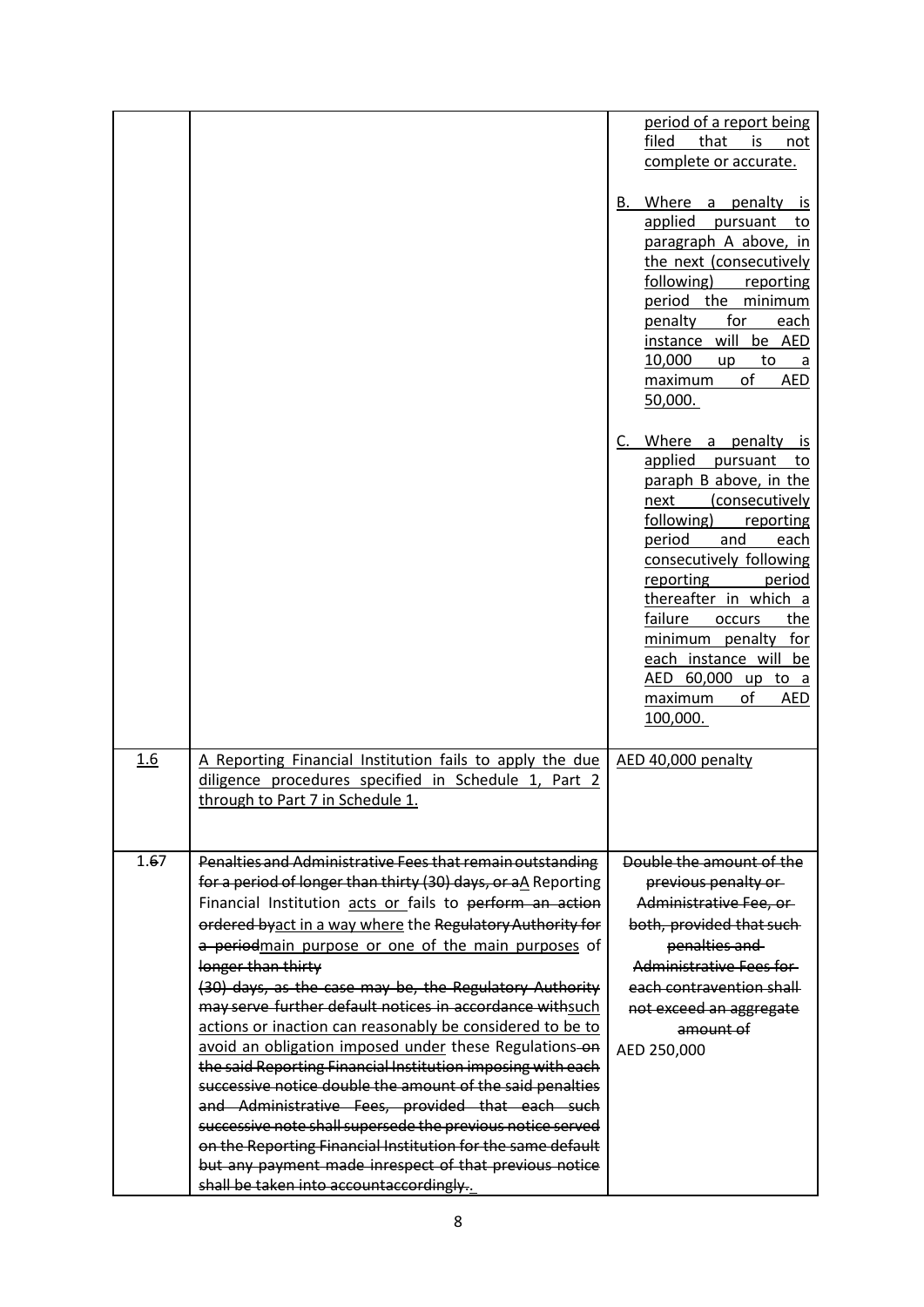| | | |
|---|---|---|
| | | period of a report being filed that is not complete or accurate.<br><br>B. Where a penalty is applied pursuant to paragraph A above, in the next (consecutively following) reporting period the minimum penalty for each instance will be AED 10,000 up to a maximum of AED 50,000.<br><br>C. Where a penalty is applied pursuant to paraph B above, in the next (consecutively following) reporting period and each consecutively following reporting period thereafter in which a failure occurs the minimum penalty for each instance will be AED 60,000 up to a maximum of AED 100,000. |
| 1.6 | A Reporting Financial Institution fails to apply the due diligence procedures specified in Schedule 1, Part 2 through to Part 7 in Schedule 1. | AED 40,000 penalty |
| 1.~~6~~7 | ~~Penalties and Administrative Fees that remain outstanding for a period of longer than thirty (30) days, or a~~A Reporting Financial Institution acts or fails to ~~perform an action ordered by~~act in a way where the ~~Regulatory Authority for a period~~main purpose or one of the main purposes of ~~longer than thirty (30) days, as the case may be, the Regulatory Authority may serve further default notices in accordance with~~such actions or inaction can reasonably be considered to be to avoid an obligation imposed under these Regulations ~~on the said Reporting Financial Institution imposing with each successive notice double the amount of the said penalties and Administrative Fees, provided that each such successive note shall supersede the previous notice served on the Reporting Financial Institution for the same default but any payment made inrespect of that previous notice shall be taken into account~~accordingly. | ~~Double the amount of the previous penalty or Administrative Fee, or both, provided that such penalties and Administrative Fees for each contravention shall not exceed an aggregate amount of~~<br>AED 250,000 |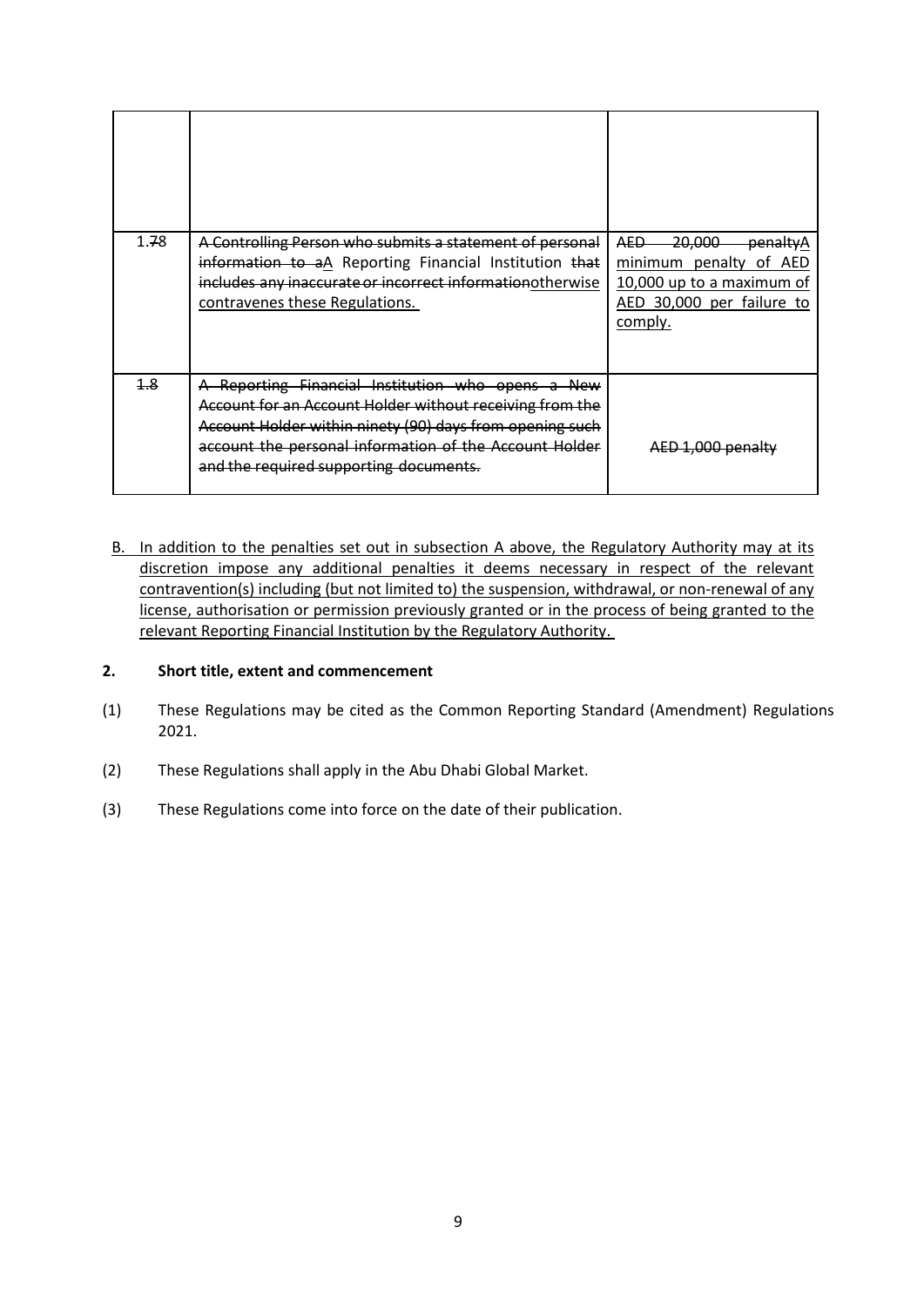| | | |
|---|---|---|
| | | |
| 1.~~7~~8 | ~~A Controlling Person who submits a statement of personal information to a~~A Reporting Financial Institution ~~that includes any inaccurate or incorrect information~~otherwise contravenes these Regulations. | ~~AED 20,000 penalty~~A minimum penalty of AED 10,000 up to a maximum of AED 30,000 per failure to comply. |
| ~~1.8~~ | ~~A Reporting Financial Institution who opens a New Account for an Account Holder without receiving from the Account Holder within ninety (90) days from opening such account the personal information of the Account Holder and the required supporting documents.~~ | ~~AED 1,000 penalty~~ |

B. In addition to the penalties set out in subsection A above, the Regulatory Authority may at its discretion impose any additional penalties it deems necessary in respect of the relevant contravention(s) including (but not limited to) the suspension, withdrawal, or non-renewal of any license, authorisation or permission previously granted or in the process of being granted to the relevant Reporting Financial Institution by the Regulatory Authority.

**2. Short title, extent and commencement**

(1) These Regulations may be cited as the Common Reporting Standard (Amendment) Regulations 2021.

(2) These Regulations shall apply in the Abu Dhabi Global Market.

(3) These Regulations come into force on the date of their publication.